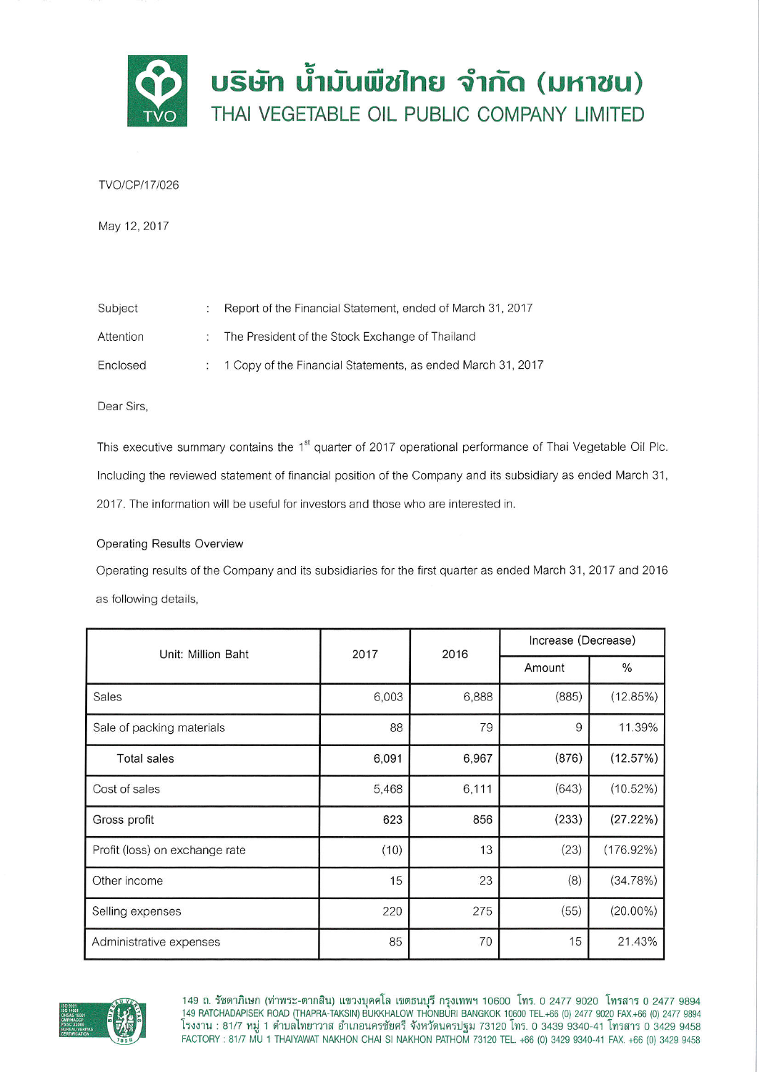# บริษัท น้ำมันพืชไทย จำกัด (มหาชน)
## THAI VEGETABLE OIL PUBLIC COMPANY LIMITED

TVO/CP/17/026

May 12, 2017

Subject : Report of the Financial Statement, ended of March 31, 2017

Attention : The President of the Stock Exchange of Thailand

Enclosed : 1 Copy of the Financial Statements, as ended March 31, 2017

Dear Sirs,

This executive summary contains the 1st quarter of 2017 operational performance of Thai Vegetable Oil Plc. Including the reviewed statement of financial position of the Company and its subsidiary as ended March 31, 2017. The information will be useful for investors and those who are interested in.

Operating Results Overview

Operating results of the Company and its subsidiaries for the first quarter as ended March 31, 2017 and 2016 as following details,

| Unit: Million Baht | 2017 | 2016 | Increase (Decrease) | |
|---|---|---|---|---|
| | | | Amount | % |
| Sales | 6,003 | 6,888 | (885) | (12.85%) |
| Sale of packing materials | 88 | 79 | 9 | 11.39% |
| **Total sales** | **6,091** | **6,967** | **(876)** | **(12.57%)** |
| Cost of sales | 5,468 | 6,111 | (643) | (10.52%) |
| **Gross profit** | **623** | **856** | **(233)** | **(27.22%)** |
| Profit (loss) on exchange rate | (10) | 13 | (23) | (176.92%) |
| Other income | 15 | 23 | (8) | (34.78%) |
| Selling expenses | 220 | 275 | (55) | (20.00%) |
| Administrative expenses | 85 | 70 | 15 | 21.43% |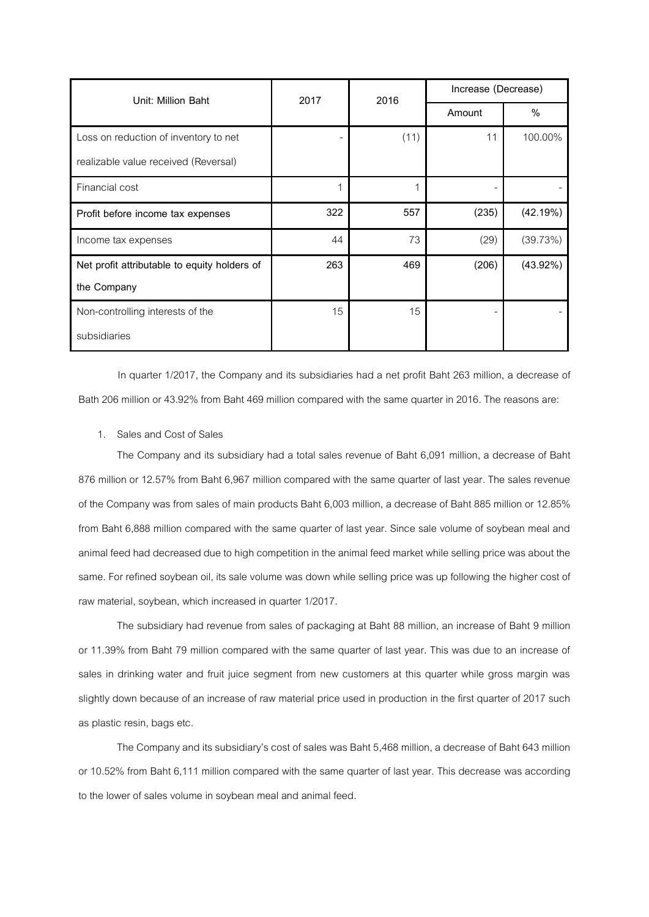| Unit: Million Baht | 2017 | 2016 | Increase (Decrease) | |
|---|---|---|---|---|
| | | | Amount | % |
| Loss on reduction of inventory to net realizable value received (Reversal) | - | (11) | 11 | 100.00% |
| Financial cost | 1 | 1 | - | - |
| **Profit before income tax expenses** | **322** | **557** | **(235)** | **(42.19%)** |
| Income tax expenses | 44 | 73 | (29) | (39.73%) |
| **Net profit attributable to equity holders of the Company** | **263** | **469** | **(206)** | **(43.92%)** |
| Non-controlling interests of the subsidiaries | 15 | 15 | - | - |

In quarter 1/2017, the Company and its subsidiaries had a net profit Baht 263 million, a decrease of Bath 206 million or 43.92% from Baht 469 million compared with the same quarter in 2016. The reasons are:

1. Sales and Cost of Sales

The Company and its subsidiary had a total sales revenue of Baht 6,091 million, a decrease of Baht 876 million or 12.57% from Baht 6,967 million compared with the same quarter of last year. The sales revenue of the Company was from sales of main products Baht 6,003 million, a decrease of Baht 885 million or 12.85% from Baht 6,888 million compared with the same quarter of last year. Since sale volume of soybean meal and animal feed had decreased due to high competition in the animal feed market while selling price was about the same. For refined soybean oil, its sale volume was down while selling price was up following the higher cost of raw material, soybean, which increased in quarter 1/2017.

The subsidiary had revenue from sales of packaging at Baht 88 million, an increase of Baht 9 million or 11.39% from Baht 79 million compared with the same quarter of last year. This was due to an increase of sales in drinking water and fruit juice segment from new customers at this quarter while gross margin was slightly down because of an increase of raw material price used in production in the first quarter of 2017 such as plastic resin, bags etc.

The Company and its subsidiary's cost of sales was Baht 5,468 million, a decrease of Baht 643 million or 10.52% from Baht 6,111 million compared with the same quarter of last year. This decrease was according to the lower of sales volume in soybean meal and animal feed.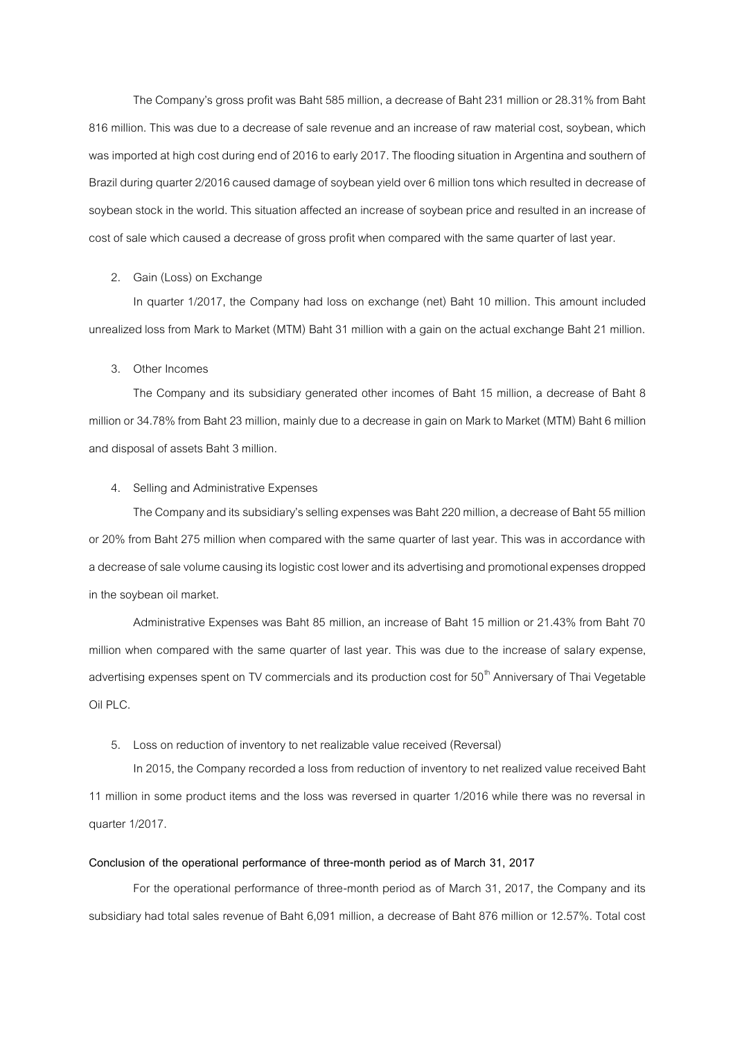The Company's gross profit was Baht 585 million, a decrease of Baht 231 million or 28.31% from Baht 816 million. This was due to a decrease of sale revenue and an increase of raw material cost, soybean, which was imported at high cost during end of 2016 to early 2017. The flooding situation in Argentina and southern of Brazil during quarter 2/2016 caused damage of soybean yield over 6 million tons which resulted in decrease of soybean stock in the world. This situation affected an increase of soybean price and resulted in an increase of cost of sale which caused a decrease of gross profit when compared with the same quarter of last year.

2. Gain (Loss) on Exchange

In quarter 1/2017, the Company had loss on exchange (net) Baht 10 million. This amount included unrealized loss from Mark to Market (MTM) Baht 31 million with a gain on the actual exchange Baht 21 million.

3. Other Incomes

The Company and its subsidiary generated other incomes of Baht 15 million, a decrease of Baht 8 million or 34.78% from Baht 23 million, mainly due to a decrease in gain on Mark to Market (MTM) Baht 6 million and disposal of assets Baht 3 million.

4. Selling and Administrative Expenses

The Company and its subsidiary's selling expenses was Baht 220 million, a decrease of Baht 55 million or 20% from Baht 275 million when compared with the same quarter of last year. This was in accordance with a decrease of sale volume causing its logistic cost lower and its advertising and promotional expenses dropped in the soybean oil market.

Administrative Expenses was Baht 85 million, an increase of Baht 15 million or 21.43% from Baht 70 million when compared with the same quarter of last year. This was due to the increase of salary expense, advertising expenses spent on TV commercials and its production cost for 50th Anniversary of Thai Vegetable Oil PLC.

5. Loss on reduction of inventory to net realizable value received (Reversal)

In 2015, the Company recorded a loss from reduction of inventory to net realized value received Baht 11 million in some product items and the loss was reversed in quarter 1/2016 while there was no reversal in quarter 1/2017.

**Conclusion of the operational performance of three-month period as of March 31, 2017**

For the operational performance of three-month period as of March 31, 2017, the Company and its subsidiary had total sales revenue of Baht 6,091 million, a decrease of Baht 876 million or 12.57%. Total cost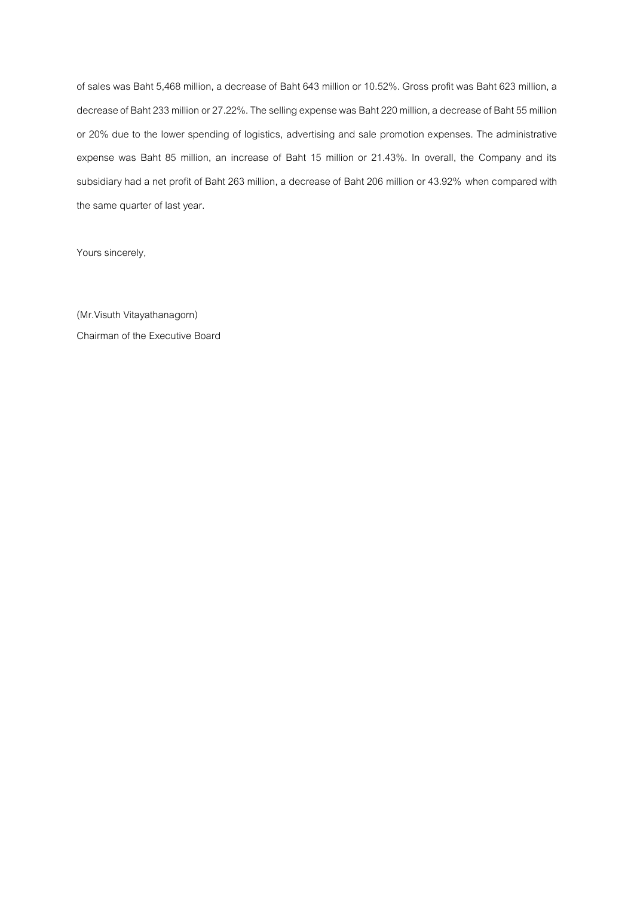of sales was Baht 5,468 million, a decrease of Baht 643 million or 10.52%. Gross profit was Baht 623 million, a decrease of Baht 233 million or 27.22%. The selling expense was Baht 220 million, a decrease of Baht 55 million or 20% due to the lower spending of logistics, advertising and sale promotion expenses. The administrative expense was Baht 85 million, an increase of Baht 15 million or 21.43%. In overall, the Company and its subsidiary had a net profit of Baht 263 million, a decrease of Baht 206 million or 43.92% when compared with the same quarter of last year.

Yours sincerely,

(Mr.Visuth Vitayathanagorn)
Chairman of the Executive Board